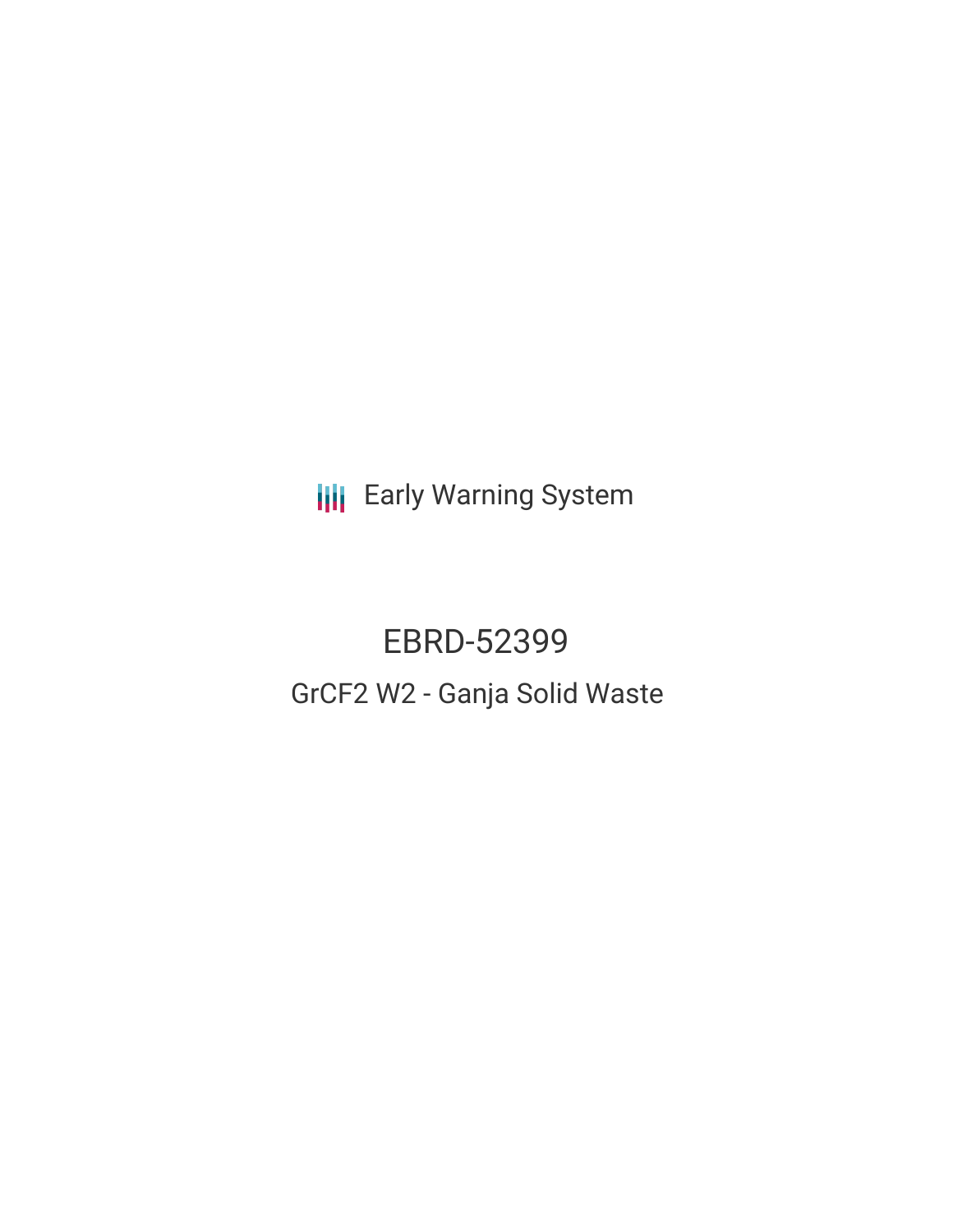Early Warning System

# EBRD-52399

## GrCF2 W2 - Ganja Solid Waste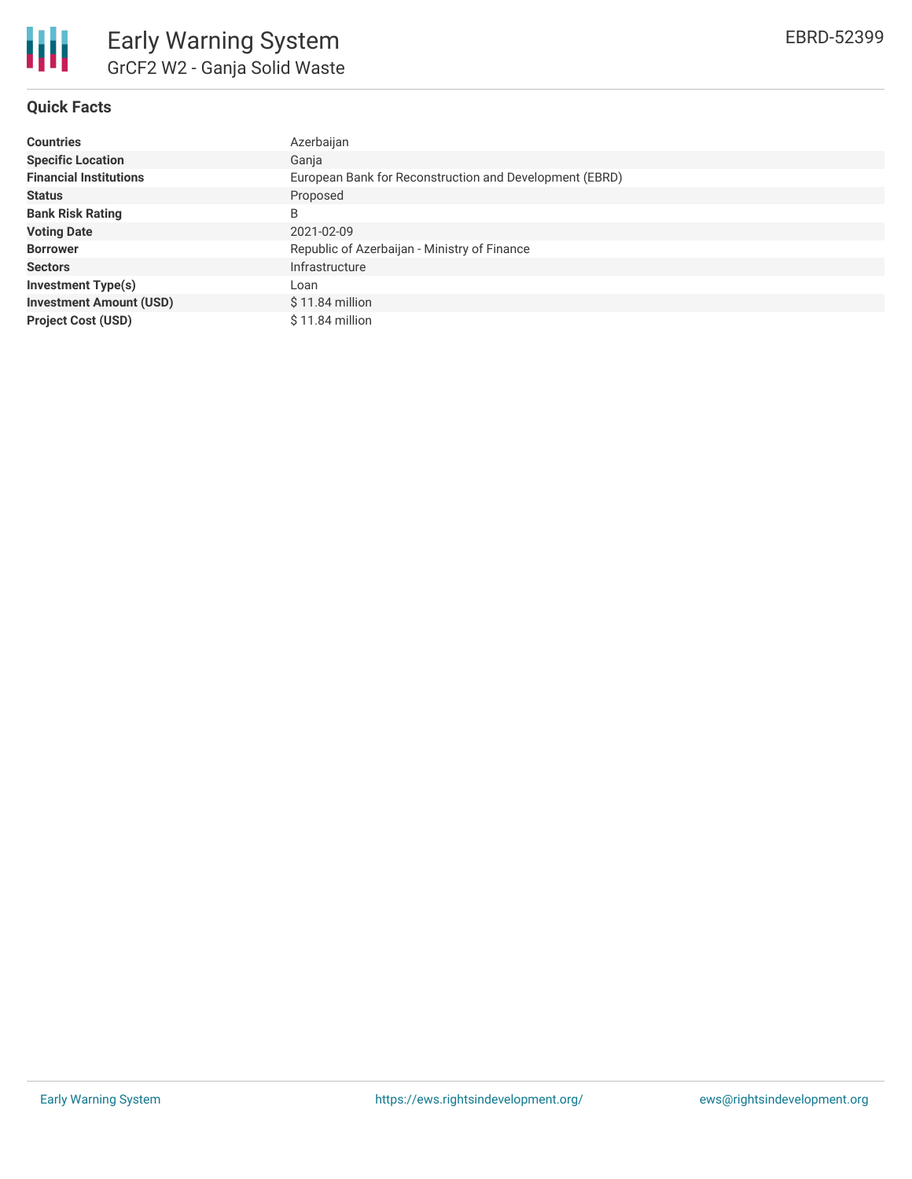## Quick Facts

| | |
|---|---|
| **Countries** | Azerbaijan |
| **Specific Location** | Ganja |
| **Financial Institutions** | European Bank for Reconstruction and Development (EBRD) |
| **Status** | Proposed |
| **Bank Risk Rating** | B |
| **Voting Date** | 2021-02-09 |
| **Borrower** | Republic of Azerbaijan - Ministry of Finance |
| **Sectors** | Infrastructure |
| **Investment Type(s)** | Loan |
| **Investment Amount (USD)** | $ 11.84 million |
| **Project Cost (USD)** | $ 11.84 million |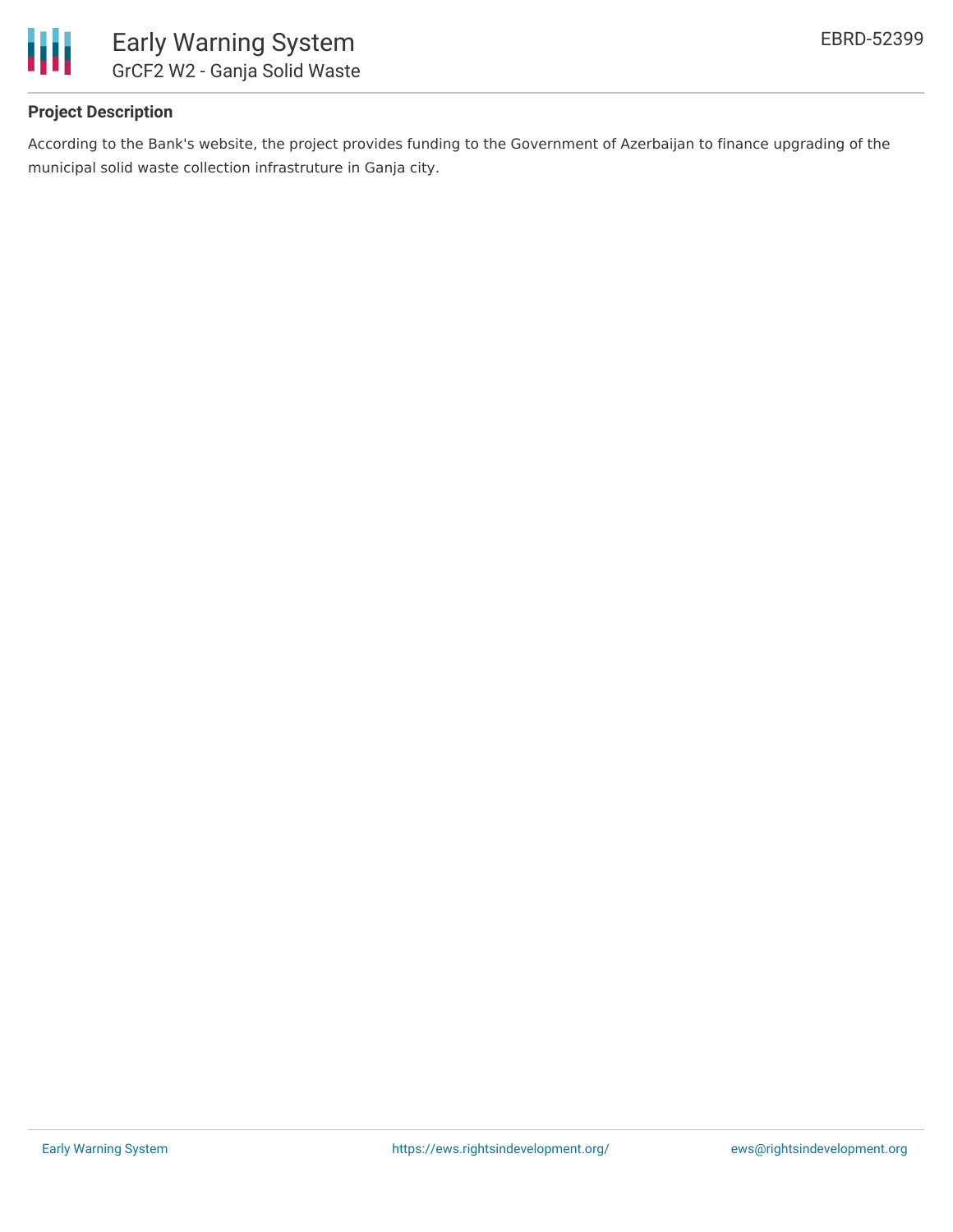# Early Warning System

## GrCF2 W2 - Ganja Solid Waste

EBRD-52399

### Project Description

According to the Bank's website, the project provides funding to the Government of Azerbaijan to finance upgrading of the municipal solid waste collection infrastruture in Ganja city.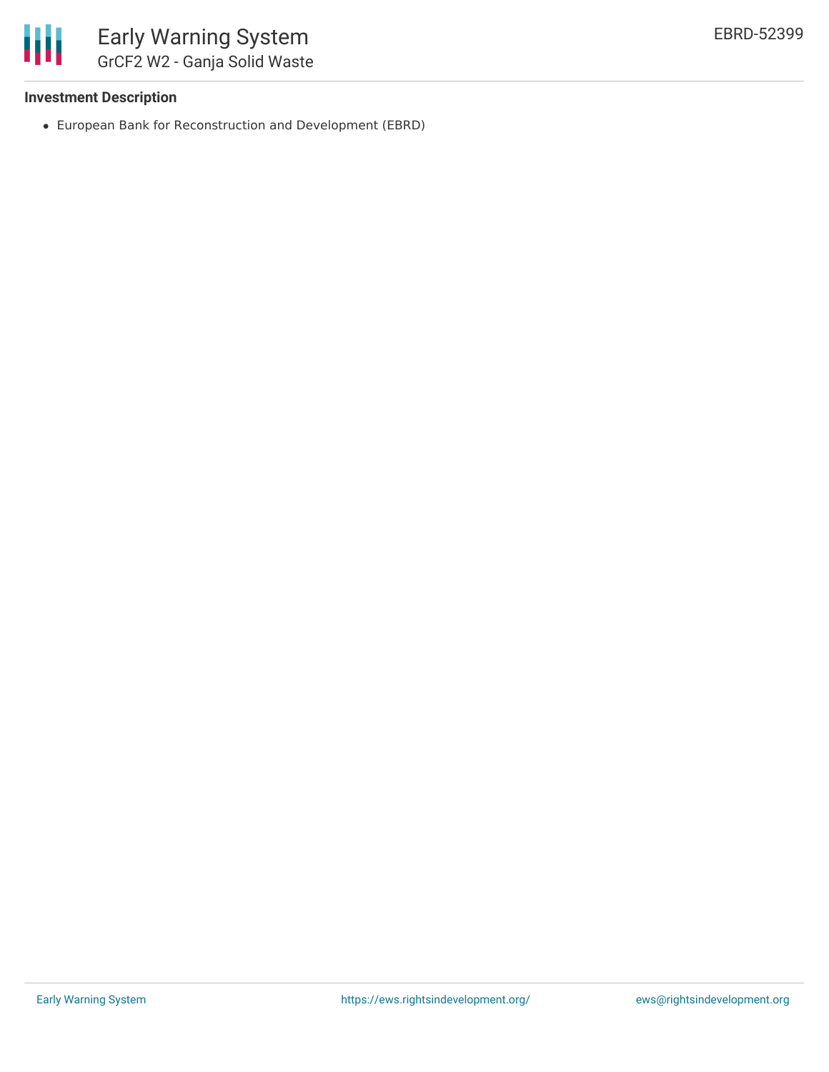### Investment Description

- European Bank for Reconstruction and Development (EBRD)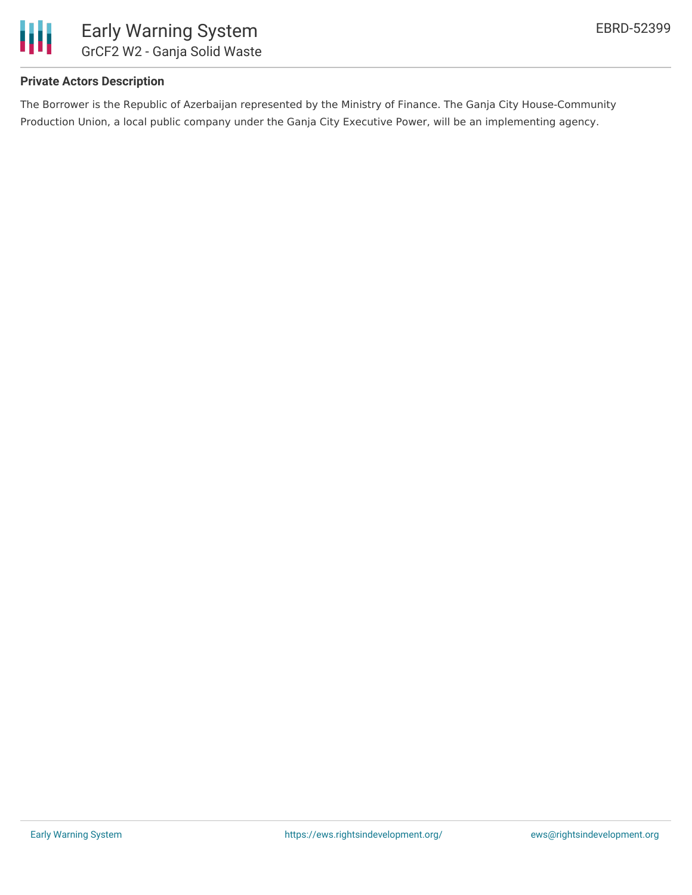**Private Actors Description**

The Borrower is the Republic of Azerbaijan represented by the Ministry of Finance. The Ganja City House-Community Production Union, a local public company under the Ganja City Executive Power, will be an implementing agency.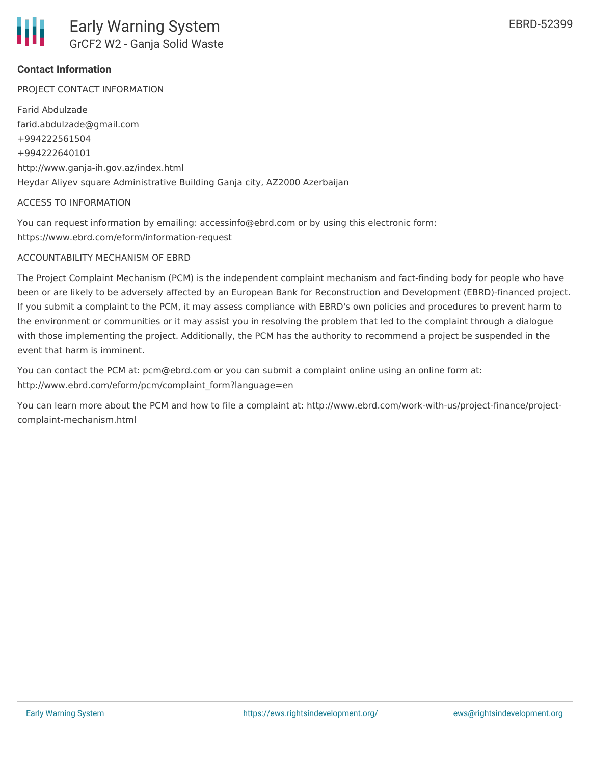### Contact Information

PROJECT CONTACT INFORMATION

Farid Abdulzade
farid.abdulzade@gmail.com
+994222561504
+994222640101
http://www.ganja-ih.gov.az/index.html
Heydar Aliyev square Administrative Building Ganja city, AZ2000 Azerbaijan

ACCESS TO INFORMATION

You can request information by emailing: accessinfo@ebrd.com or by using this electronic form: https://www.ebrd.com/eform/information-request

ACCOUNTABILITY MECHANISM OF EBRD

The Project Complaint Mechanism (PCM) is the independent complaint mechanism and fact-finding body for people who have been or are likely to be adversely affected by an European Bank for Reconstruction and Development (EBRD)-financed project. If you submit a complaint to the PCM, it may assess compliance with EBRD's own policies and procedures to prevent harm to the environment or communities or it may assist you in resolving the problem that led to the complaint through a dialogue with those implementing the project. Additionally, the PCM has the authority to recommend a project be suspended in the event that harm is imminent.

You can contact the PCM at: pcm@ebrd.com or you can submit a complaint online using an online form at: http://www.ebrd.com/eform/pcm/complaint_form?language=en

You can learn more about the PCM and how to file a complaint at: http://www.ebrd.com/work-with-us/project-finance/project-complaint-mechanism.html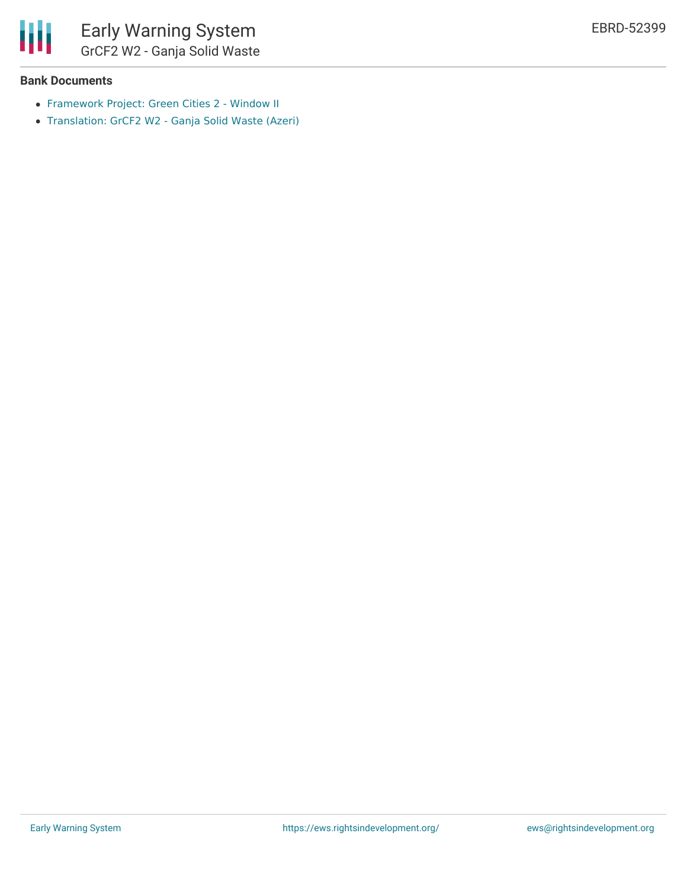**Bank Documents**

- Framework Project: Green Cities 2 - Window II
- Translation: GrCF2 W2 - Ganja Solid Waste (Azeri)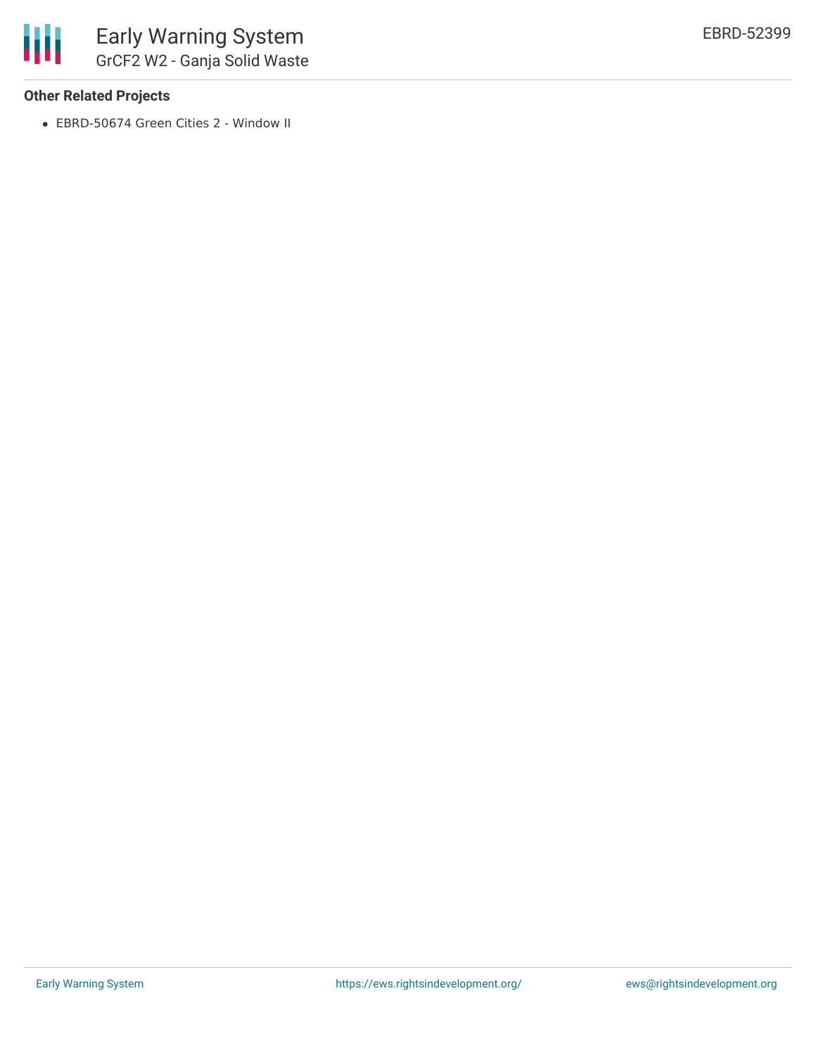**Other Related Projects**

- EBRD-50674 Green Cities 2 - Window II